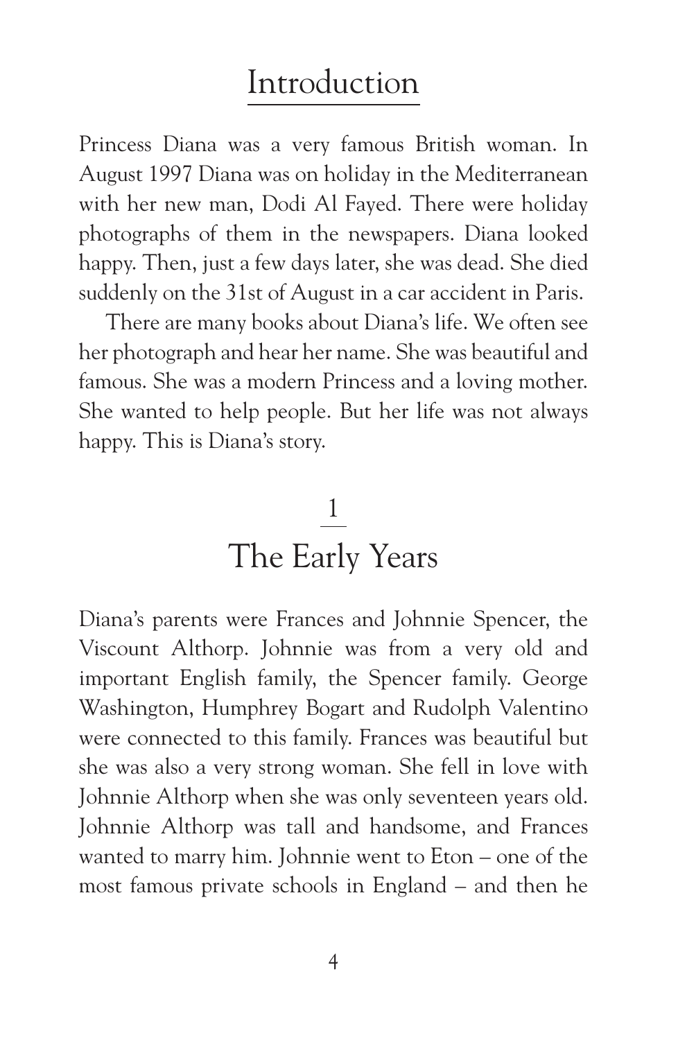# Introduction

Princess Diana was a very famous British woman. In August 1997 Diana was on holiday in the Mediterranean with her new man, Dodi Al Fayed. There were holiday photographs of them in the newspapers. Diana looked happy. Then, just a few days later, she was dead. She died suddenly on the 31st of August in a car accident in Paris.

There are many books about Diana's life. We often see her photograph and hear her name. She was beautiful and famous. She was a modern Princess and a loving mother. She wanted to help people. But her life was not always happy. This is Diana's story.

# 1
# The Early Years

Diana's parents were Frances and Johnnie Spencer, the Viscount Althorp. Johnnie was from a very old and important English family, the Spencer family. George Washington, Humphrey Bogart and Rudolph Valentino were connected to this family. Frances was beautiful but she was also a very strong woman. She fell in love with Johnnie Althorp when she was only seventeen years old. Johnnie Althorp was tall and handsome, and Frances wanted to marry him. Johnnie went to Eton – one of the most famous private schools in England – and then he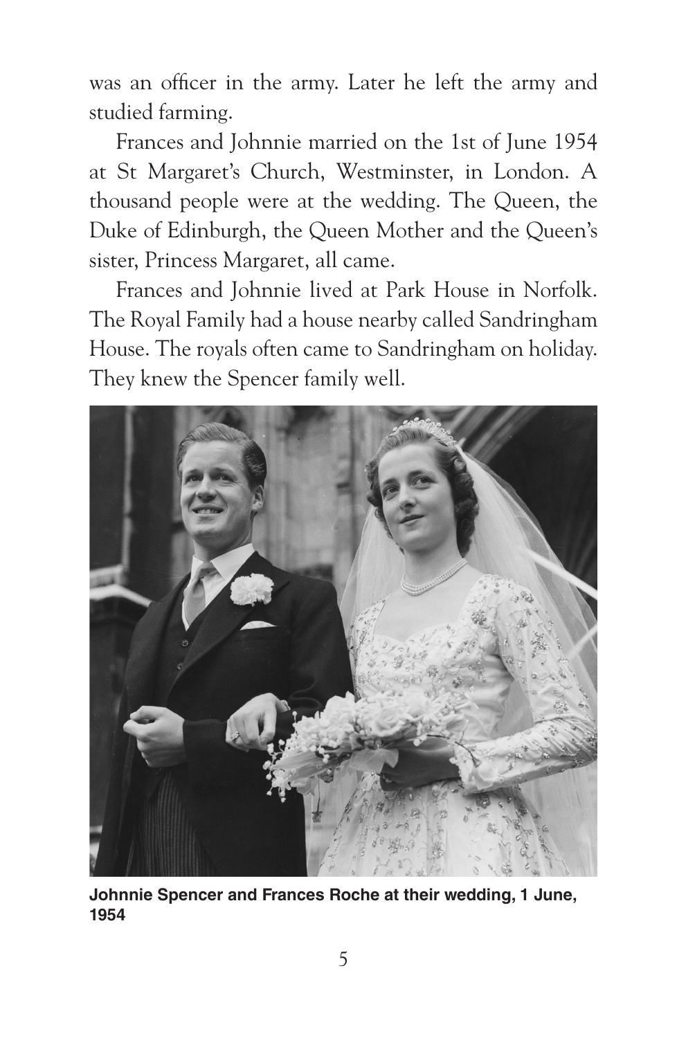was an officer in the army. Later he left the army and studied farming.

Frances and Johnnie married on the 1st of June 1954 at St Margaret's Church, Westminster, in London. A thousand people were at the wedding. The Queen, the Duke of Edinburgh, the Queen Mother and the Queen's sister, Princess Margaret, all came.

Frances and Johnnie lived at Park House in Norfolk. The Royal Family had a house nearby called Sandringham House. The royals often came to Sandringham on holiday. They knew the Spencer family well.

**Johnnie Spencer and Frances Roche at their wedding, 1 June, 1954**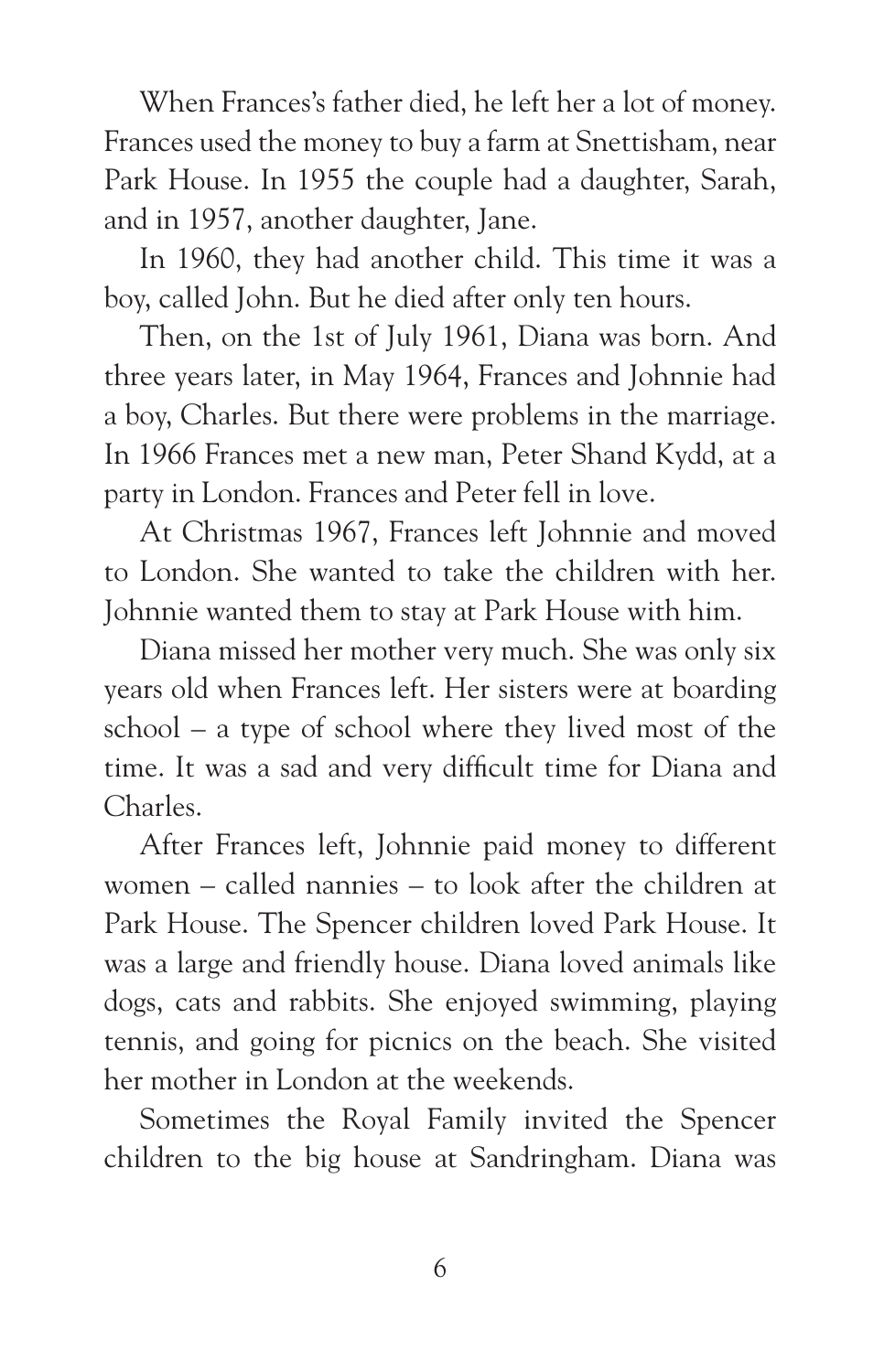When Frances's father died, he left her a lot of money. Frances used the money to buy a farm at Snettisham, near Park House. In 1955 the couple had a daughter, Sarah, and in 1957, another daughter, Jane.

In 1960, they had another child. This time it was a boy, called John. But he died after only ten hours.

Then, on the 1st of July 1961, Diana was born. And three years later, in May 1964, Frances and Johnnie had a boy, Charles. But there were problems in the marriage. In 1966 Frances met a new man, Peter Shand Kydd, at a party in London. Frances and Peter fell in love.

At Christmas 1967, Frances left Johnnie and moved to London. She wanted to take the children with her. Johnnie wanted them to stay at Park House with him.

Diana missed her mother very much. She was only six years old when Frances left. Her sisters were at boarding school – a type of school where they lived most of the time. It was a sad and very difficult time for Diana and Charles.

After Frances left, Johnnie paid money to different women – called nannies – to look after the children at Park House. The Spencer children loved Park House. It was a large and friendly house. Diana loved animals like dogs, cats and rabbits. She enjoyed swimming, playing tennis, and going for picnics on the beach. She visited her mother in London at the weekends.

Sometimes the Royal Family invited the Spencer children to the big house at Sandringham. Diana was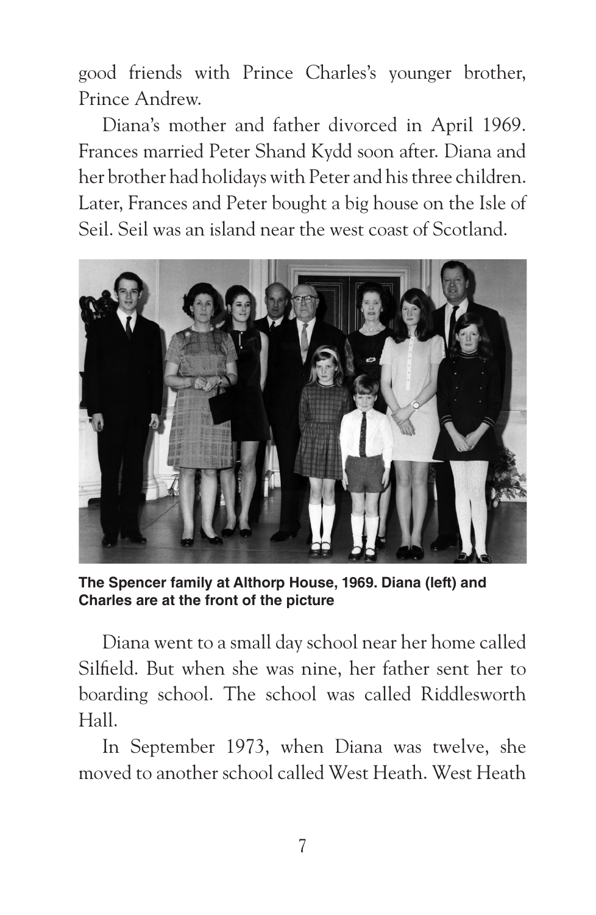good friends with Prince Charles's younger brother, Prince Andrew.

Diana's mother and father divorced in April 1969. Frances married Peter Shand Kydd soon after. Diana and her brother had holidays with Peter and his three children. Later, Frances and Peter bought a big house on the Isle of Seil. Seil was an island near the west coast of Scotland.

**The Spencer family at Althorp House, 1969. Diana (left) and Charles are at the front of the picture**

Diana went to a small day school near her home called Silfield. But when she was nine, her father sent her to boarding school. The school was called Riddlesworth Hall.

In September 1973, when Diana was twelve, she moved to another school called West Heath. West Heath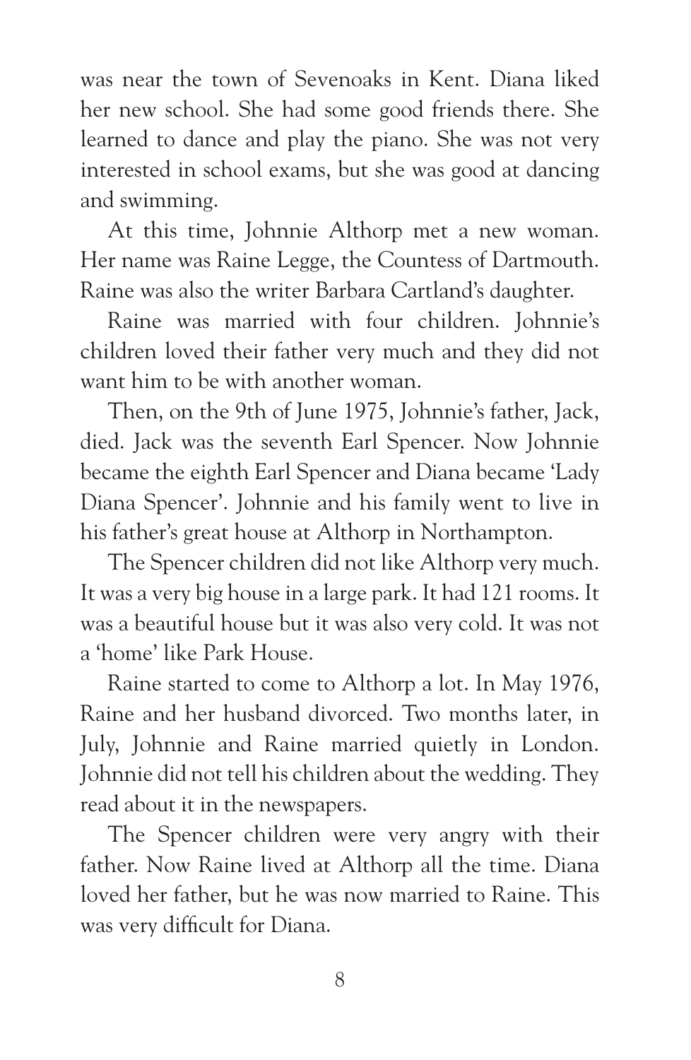was near the town of Sevenoaks in Kent. Diana liked her new school. She had some good friends there. She learned to dance and play the piano. She was not very interested in school exams, but she was good at dancing and swimming.

At this time, Johnnie Althorp met a new woman. Her name was Raine Legge, the Countess of Dartmouth. Raine was also the writer Barbara Cartland's daughter.

Raine was married with four children. Johnnie's children loved their father very much and they did not want him to be with another woman.

Then, on the 9th of June 1975, Johnnie's father, Jack, died. Jack was the seventh Earl Spencer. Now Johnnie became the eighth Earl Spencer and Diana became 'Lady Diana Spencer'. Johnnie and his family went to live in his father's great house at Althorp in Northampton.

The Spencer children did not like Althorp very much. It was a very big house in a large park. It had 121 rooms. It was a beautiful house but it was also very cold. It was not a 'home' like Park House.

Raine started to come to Althorp a lot. In May 1976, Raine and her husband divorced. Two months later, in July, Johnnie and Raine married quietly in London. Johnnie did not tell his children about the wedding. They read about it in the newspapers.

The Spencer children were very angry with their father. Now Raine lived at Althorp all the time. Diana loved her father, but he was now married to Raine. This was very difficult for Diana.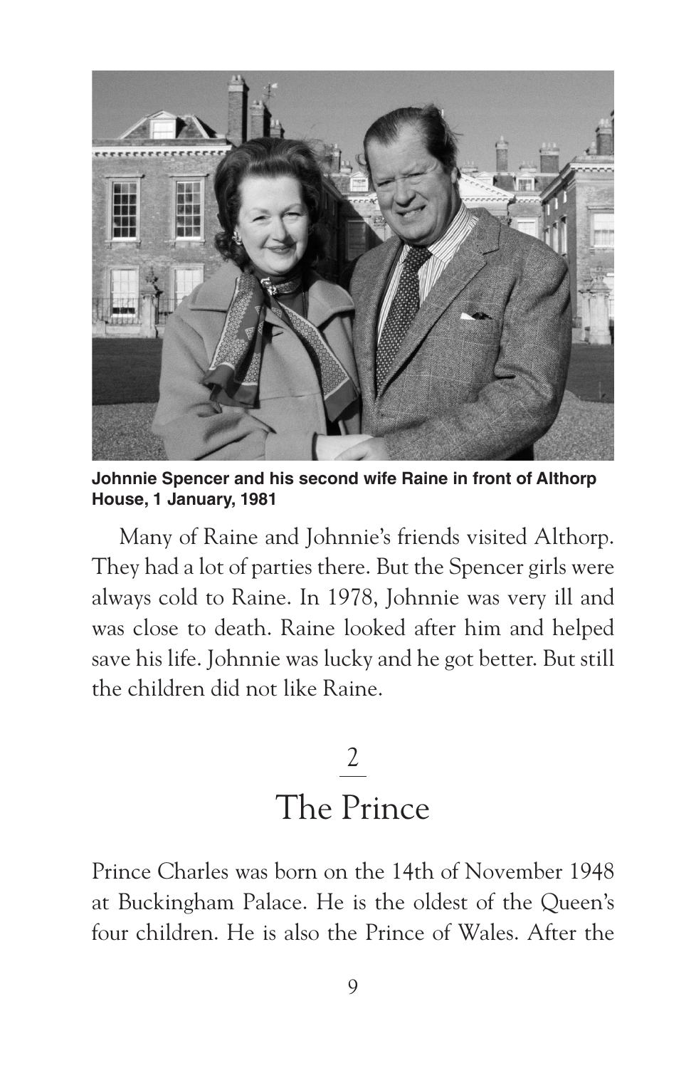**Johnnie Spencer and his second wife Raine in front of Althorp House, 1 January, 1981**

Many of Raine and Johnnie's friends visited Althorp. They had a lot of parties there. But the Spencer girls were always cold to Raine. In 1978, Johnnie was very ill and was close to death. Raine looked after him and helped save his life. Johnnie was lucky and he got better. But still the children did not like Raine.

## 2
## The Prince

Prince Charles was born on the 14th of November 1948 at Buckingham Palace. He is the oldest of the Queen's four children. He is also the Prince of Wales. After the